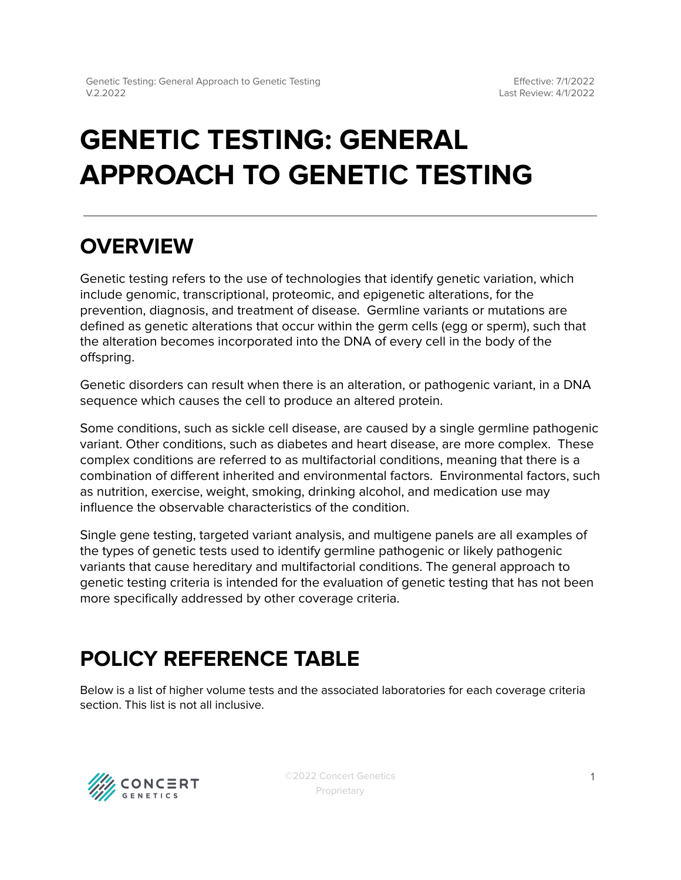# GENETIC TESTING: GENERAL APPROACH TO GENETIC TESTING

## OVERVIEW

Genetic testing refers to the use of technologies that identify genetic variation, which include genomic, transcriptional, proteomic, and epigenetic alterations, for the prevention, diagnosis, and treatment of disease. Germline variants or mutations are defined as genetic alterations that occur within the germ cells (egg or sperm), such that the alteration becomes incorporated into the DNA of every cell in the body of the offspring.

Genetic disorders can result when there is an alteration, or pathogenic variant, in a DNA sequence which causes the cell to produce an altered protein.

Some conditions, such as sickle cell disease, are caused by a single germline pathogenic variant. Other conditions, such as diabetes and heart disease, are more complex. These complex conditions are referred to as multifactorial conditions, meaning that there is a combination of different inherited and environmental factors. Environmental factors, such as nutrition, exercise, weight, smoking, drinking alcohol, and medication use may influence the observable characteristics of the condition.

Single gene testing, targeted variant analysis, and multigene panels are all examples of the types of genetic tests used to identify germline pathogenic or likely pathogenic variants that cause hereditary and multifactorial conditions. The general approach to genetic testing criteria is intended for the evaluation of genetic testing that has not been more specifically addressed by other coverage criteria.

## POLICY REFERENCE TABLE

Below is a list of higher volume tests and the associated laboratories for each coverage criteria section. This list is not all inclusive.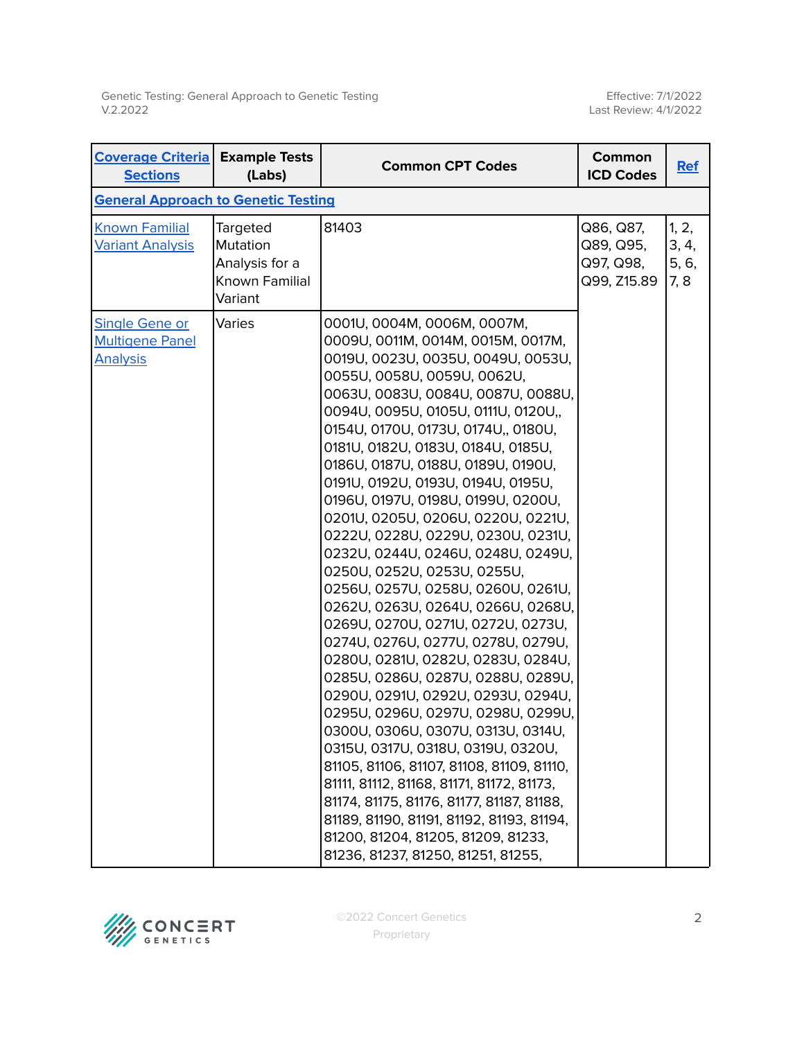| Coverage Criteria Sections | Example Tests (Labs) | Common CPT Codes | Common ICD Codes | Ref |
|---|---|---|---|---|
| **General Approach to Genetic Testing** | | | | |
| Known Familial Variant Analysis | Targeted Mutation Analysis for a Known Familial Variant | 81403 | Q86, Q87, Q89, Q95, Q97, Q98, Q99, Z15.89 | 1, 2, 3, 4, 5, 6, 7, 8 |
| Single Gene or Multigene Panel Analysis | Varies | 0001U, 0004M, 0006M, 0007M, 0009U, 0011M, 0014M, 0015M, 0017M, 0019U, 0023U, 0035U, 0049U, 0053U, 0055U, 0058U, 0059U, 0062U, 0063U, 0083U, 0084U, 0087U, 0088U, 0094U, 0095U, 0105U, 0111U, 0120U,, 0154U, 0170U, 0173U, 0174U,, 0180U, 0181U, 0182U, 0183U, 0184U, 0185U, 0186U, 0187U, 0188U, 0189U, 0190U, 0191U, 0192U, 0193U, 0194U, 0195U, 0196U, 0197U, 0198U, 0199U, 0200U, 0201U, 0205U, 0206U, 0220U, 0221U, 0222U, 0228U, 0229U, 0230U, 0231U, 0232U, 0244U, 0246U, 0248U, 0249U, 0250U, 0252U, 0253U, 0255U, 0256U, 0257U, 0258U, 0260U, 0261U, 0262U, 0263U, 0264U, 0266U, 0268U, 0269U, 0270U, 0271U, 0272U, 0273U, 0274U, 0276U, 0277U, 0278U, 0279U, 0280U, 0281U, 0282U, 0283U, 0284U, 0285U, 0286U, 0287U, 0288U, 0289U, 0290U, 0291U, 0292U, 0293U, 0294U, 0295U, 0296U, 0297U, 0298U, 0299U, 0300U, 0306U, 0307U, 0313U, 0314U, 0315U, 0317U, 0318U, 0319U, 0320U, 81105, 81106, 81107, 81108, 81109, 81110, 81111, 81112, 81168, 81171, 81172, 81173, 81174, 81175, 81176, 81177, 81187, 81188, 81189, 81190, 81191, 81192, 81193, 81194, 81200, 81204, 81205, 81209, 81233, 81236, 81237, 81250, 81251, 81255, | | |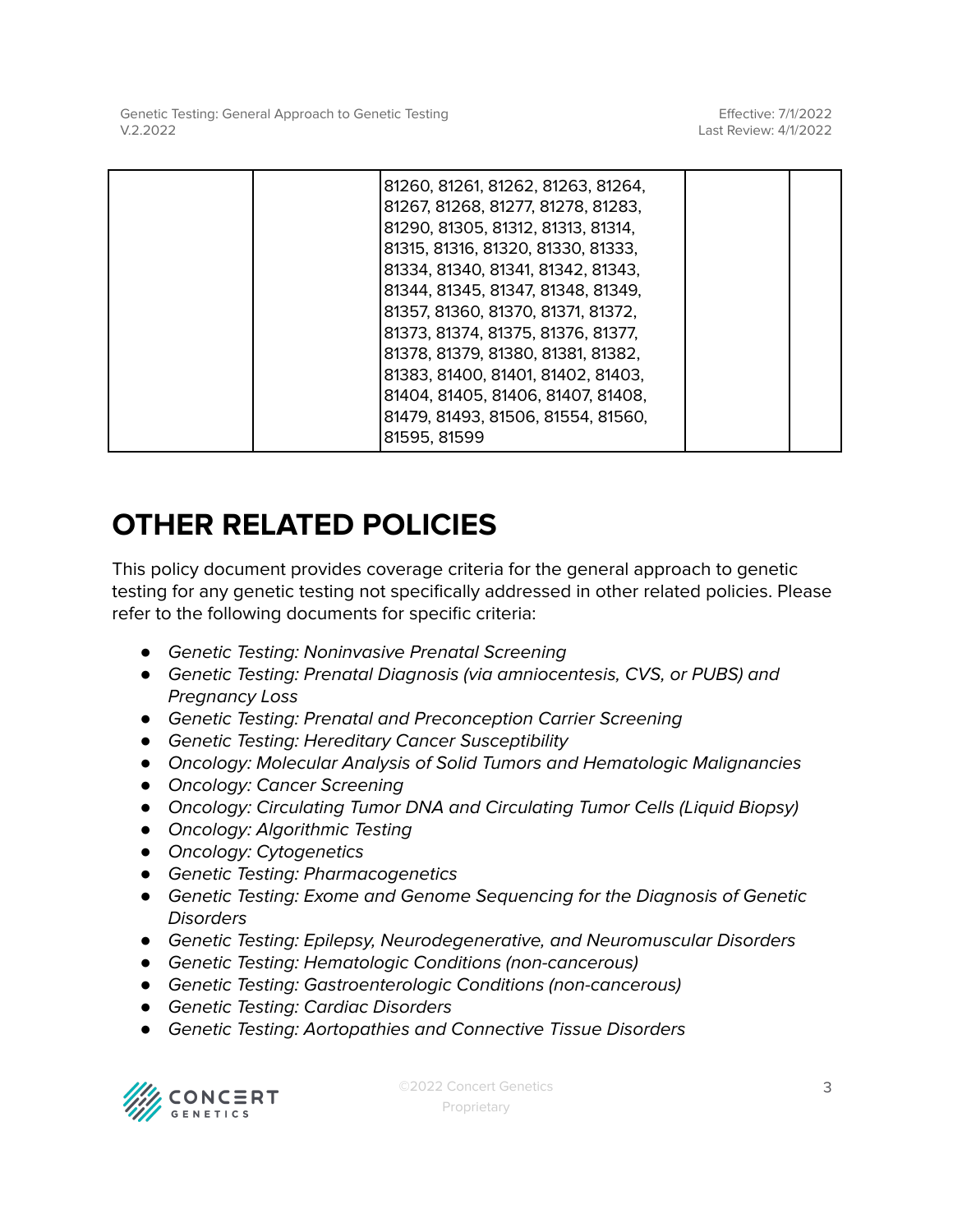|  |  | 81260, 81261, 81262, 81263, 81264, 81267, 81268, 81277, 81278, 81283, 81290, 81305, 81312, 81313, 81314, 81315, 81316, 81320, 81330, 81333, 81334, 81340, 81341, 81342, 81343, 81344, 81345, 81347, 81348, 81349, 81357, 81360, 81370, 81371, 81372, 81373, 81374, 81375, 81376, 81377, 81378, 81379, 81380, 81381, 81382, 81383, 81400, 81401, 81402, 81403, 81404, 81405, 81406, 81407, 81408, 81479, 81493, 81506, 81554, 81560, 81595, 81599 |  |  |
|---|---|---|---|---|

# OTHER RELATED POLICIES

This policy document provides coverage criteria for the general approach to genetic testing for any genetic testing not specifically addressed in other related policies. Please refer to the following documents for specific criteria:

- *Genetic Testing: Noninvasive Prenatal Screening*
- *Genetic Testing: Prenatal Diagnosis (via amniocentesis, CVS, or PUBS) and Pregnancy Loss*
- *Genetic Testing: Prenatal and Preconception Carrier Screening*
- *Genetic Testing: Hereditary Cancer Susceptibility*
- *Oncology: Molecular Analysis of Solid Tumors and Hematologic Malignancies*
- *Oncology: Cancer Screening*
- *Oncology: Circulating Tumor DNA and Circulating Tumor Cells (Liquid Biopsy)*
- *Oncology: Algorithmic Testing*
- *Oncology: Cytogenetics*
- *Genetic Testing: Pharmacogenetics*
- *Genetic Testing: Exome and Genome Sequencing for the Diagnosis of Genetic Disorders*
- *Genetic Testing: Epilepsy, Neurodegenerative, and Neuromuscular Disorders*
- *Genetic Testing: Hematologic Conditions (non-cancerous)*
- *Genetic Testing: Gastroenterologic Conditions (non-cancerous)*
- *Genetic Testing: Cardiac Disorders*
- *Genetic Testing: Aortopathies and Connective Tissue Disorders*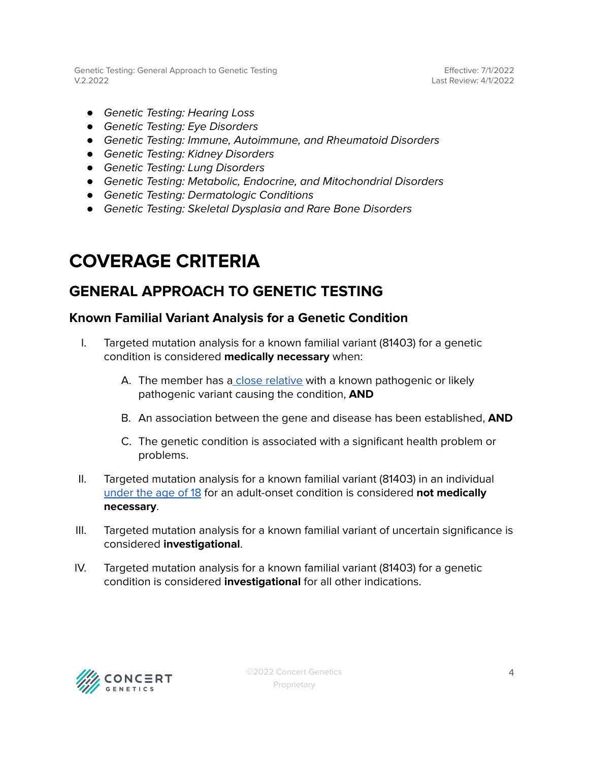- *Genetic Testing: Hearing Loss*
- *Genetic Testing: Eye Disorders*
- *Genetic Testing: Immune, Autoimmune, and Rheumatoid Disorders*
- *Genetic Testing: Kidney Disorders*
- *Genetic Testing: Lung Disorders*
- *Genetic Testing: Metabolic, Endocrine, and Mitochondrial Disorders*
- *Genetic Testing: Dermatologic Conditions*
- *Genetic Testing: Skeletal Dysplasia and Rare Bone Disorders*

# COVERAGE CRITERIA

## GENERAL APPROACH TO GENETIC TESTING

### Known Familial Variant Analysis for a Genetic Condition

I. Targeted mutation analysis for a known familial variant (81403) for a genetic condition is considered **medically necessary** when:

   A. The member has a close relative with a known pathogenic or likely pathogenic variant causing the condition, **AND**

   B. An association between the gene and disease has been established, **AND**

   C. The genetic condition is associated with a significant health problem or problems.

II. Targeted mutation analysis for a known familial variant (81403) in an individual under the age of 18 for an adult-onset condition is considered **not medically necessary**.

III. Targeted mutation analysis for a known familial variant of uncertain significance is considered **investigational**.

IV. Targeted mutation analysis for a known familial variant (81403) for a genetic condition is considered **investigational** for all other indications.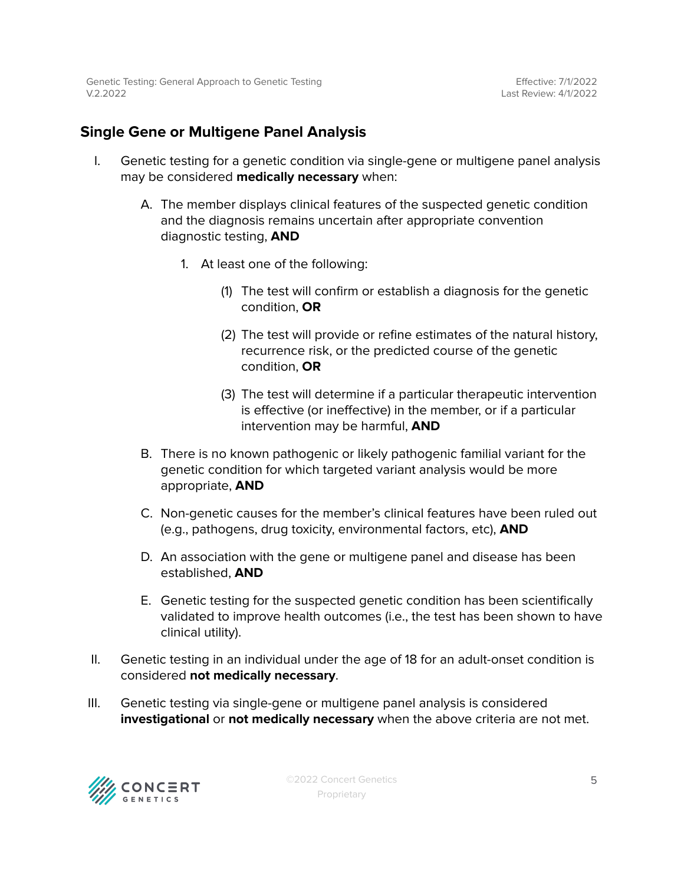## Single Gene or Multigene Panel Analysis

I. Genetic testing for a genetic condition via single-gene or multigene panel analysis may be considered **medically necessary** when:

   A. The member displays clinical features of the suspected genetic condition and the diagnosis remains uncertain after appropriate convention diagnostic testing, **AND**

      1. At least one of the following:

         (1) The test will confirm or establish a diagnosis for the genetic condition, **OR**

         (2) The test will provide or refine estimates of the natural history, recurrence risk, or the predicted course of the genetic condition, **OR**

         (3) The test will determine if a particular therapeutic intervention is effective (or ineffective) in the member, or if a particular intervention may be harmful, **AND**

   B. There is no known pathogenic or likely pathogenic familial variant for the genetic condition for which targeted variant analysis would be more appropriate, **AND**

   C. Non-genetic causes for the member's clinical features have been ruled out (e.g., pathogens, drug toxicity, environmental factors, etc), **AND**

   D. An association with the gene or multigene panel and disease has been established, **AND**

   E. Genetic testing for the suspected genetic condition has been scientifically validated to improve health outcomes (i.e., the test has been shown to have clinical utility).

II. Genetic testing in an individual under the age of 18 for an adult-onset condition is considered **not medically necessary**.

III. Genetic testing via single-gene or multigene panel analysis is considered **investigational** or **not medically necessary** when the above criteria are not met.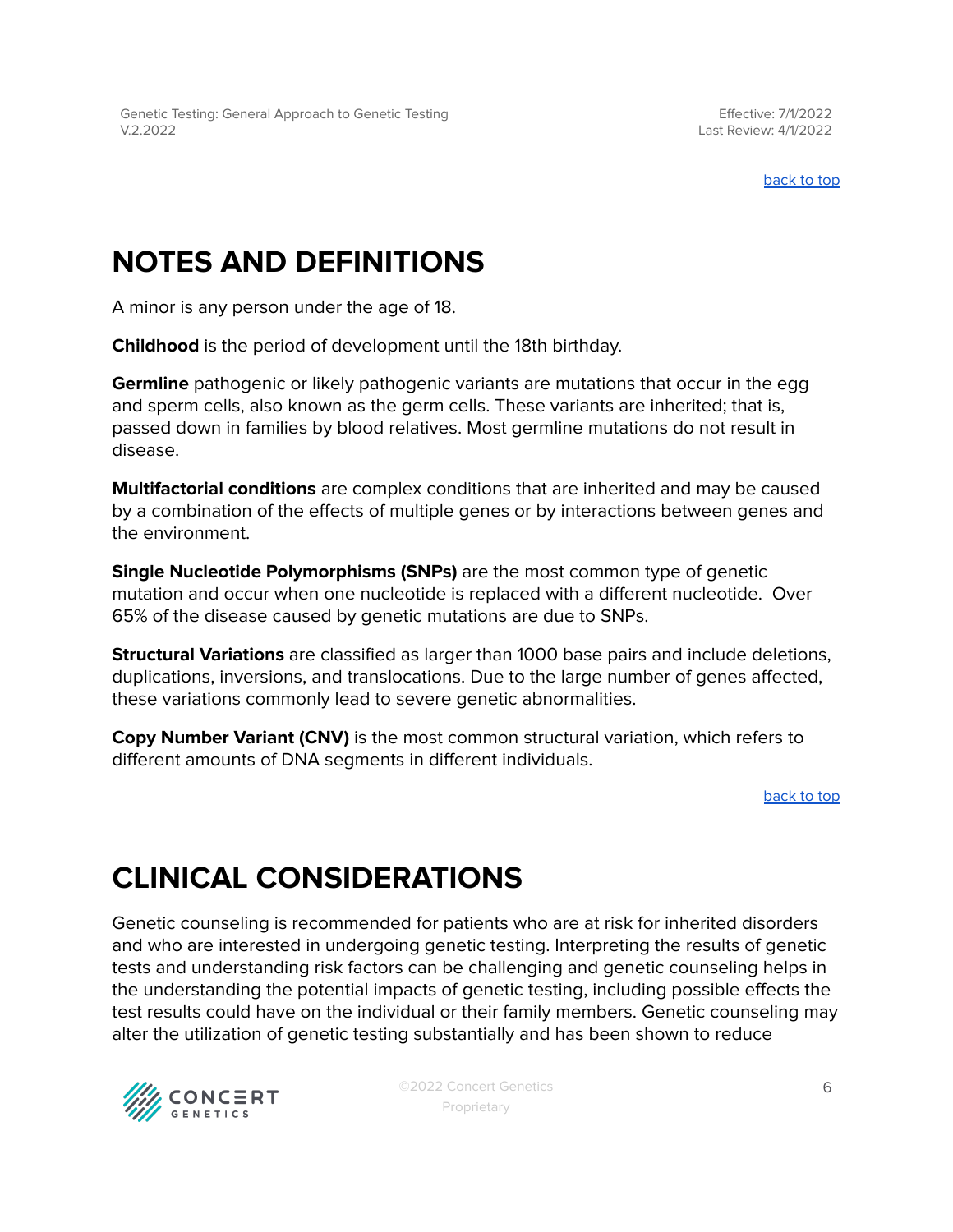back to top

# NOTES AND DEFINITIONS

A minor is any person under the age of 18.

**Childhood** is the period of development until the 18th birthday.

**Germline** pathogenic or likely pathogenic variants are mutations that occur in the egg and sperm cells, also known as the germ cells. These variants are inherited; that is, passed down in families by blood relatives. Most germline mutations do not result in disease.

**Multifactorial conditions** are complex conditions that are inherited and may be caused by a combination of the effects of multiple genes or by interactions between genes and the environment.

**Single Nucleotide Polymorphisms (SNPs)** are the most common type of genetic mutation and occur when one nucleotide is replaced with a different nucleotide. Over 65% of the disease caused by genetic mutations are due to SNPs.

**Structural Variations** are classified as larger than 1000 base pairs and include deletions, duplications, inversions, and translocations. Due to the large number of genes affected, these variations commonly lead to severe genetic abnormalities.

**Copy Number Variant (CNV)** is the most common structural variation, which refers to different amounts of DNA segments in different individuals.

back to top

# CLINICAL CONSIDERATIONS

Genetic counseling is recommended for patients who are at risk for inherited disorders and who are interested in undergoing genetic testing. Interpreting the results of genetic tests and understanding risk factors can be challenging and genetic counseling helps in the understanding the potential impacts of genetic testing, including possible effects the test results could have on the individual or their family members. Genetic counseling may alter the utilization of genetic testing substantially and has been shown to reduce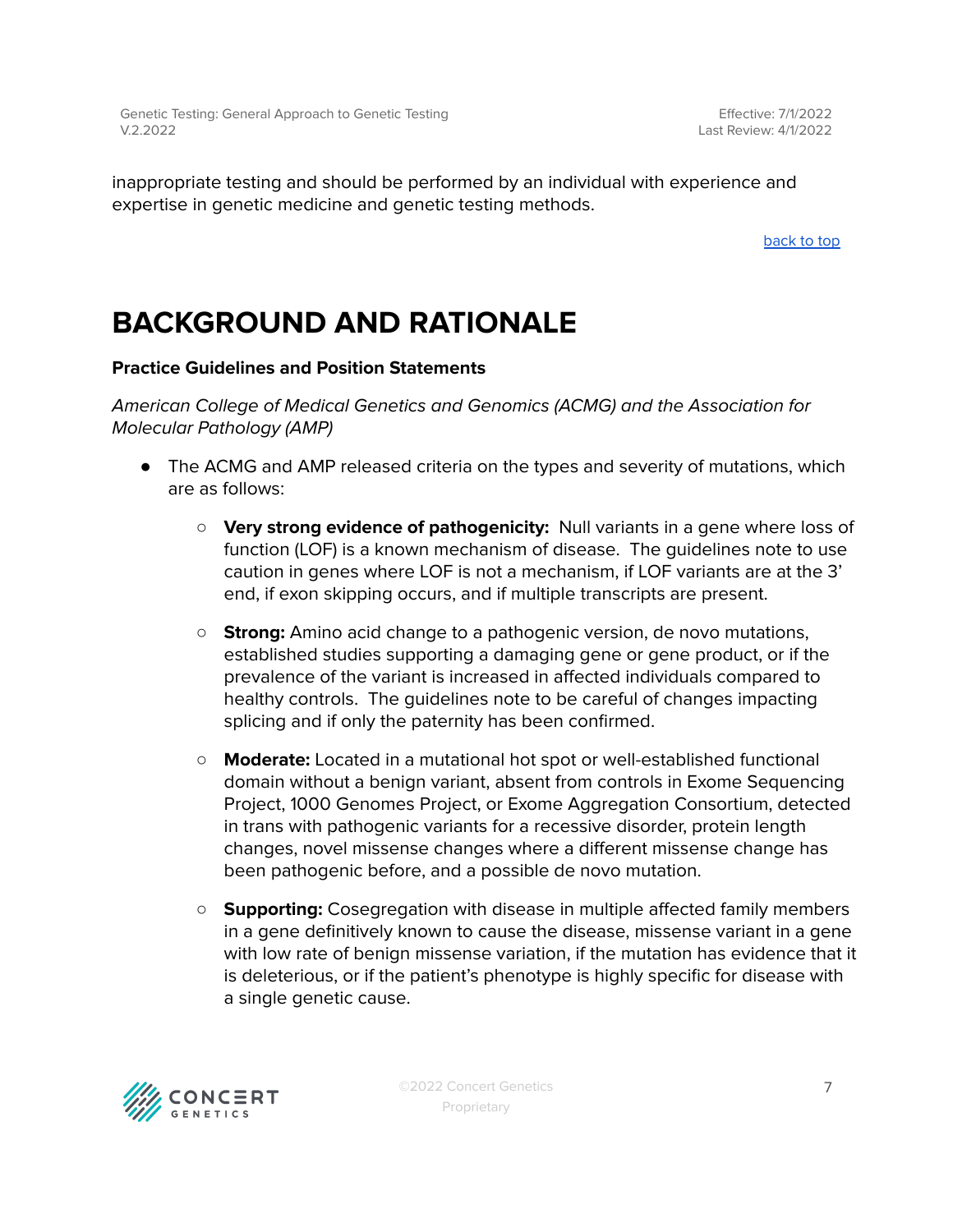inappropriate testing and should be performed by an individual with experience and expertise in genetic medicine and genetic testing methods.

back to top

# BACKGROUND AND RATIONALE

**Practice Guidelines and Position Statements**

*American College of Medical Genetics and Genomics (ACMG) and the Association for Molecular Pathology (AMP)*

- The ACMG and AMP released criteria on the types and severity of mutations, which are as follows:
  - **Very strong evidence of pathogenicity:** Null variants in a gene where loss of function (LOF) is a known mechanism of disease. The guidelines note to use caution in genes where LOF is not a mechanism, if LOF variants are at the 3' end, if exon skipping occurs, and if multiple transcripts are present.
  - **Strong:** Amino acid change to a pathogenic version, de novo mutations, established studies supporting a damaging gene or gene product, or if the prevalence of the variant is increased in affected individuals compared to healthy controls. The guidelines note to be careful of changes impacting splicing and if only the paternity has been confirmed.
  - **Moderate:** Located in a mutational hot spot or well-established functional domain without a benign variant, absent from controls in Exome Sequencing Project, 1000 Genomes Project, or Exome Aggregation Consortium, detected in trans with pathogenic variants for a recessive disorder, protein length changes, novel missense changes where a different missense change has been pathogenic before, and a possible de novo mutation.
  - **Supporting:** Cosegregation with disease in multiple affected family members in a gene definitively known to cause the disease, missense variant in a gene with low rate of benign missense variation, if the mutation has evidence that it is deleterious, or if the patient's phenotype is highly specific for disease with a single genetic cause.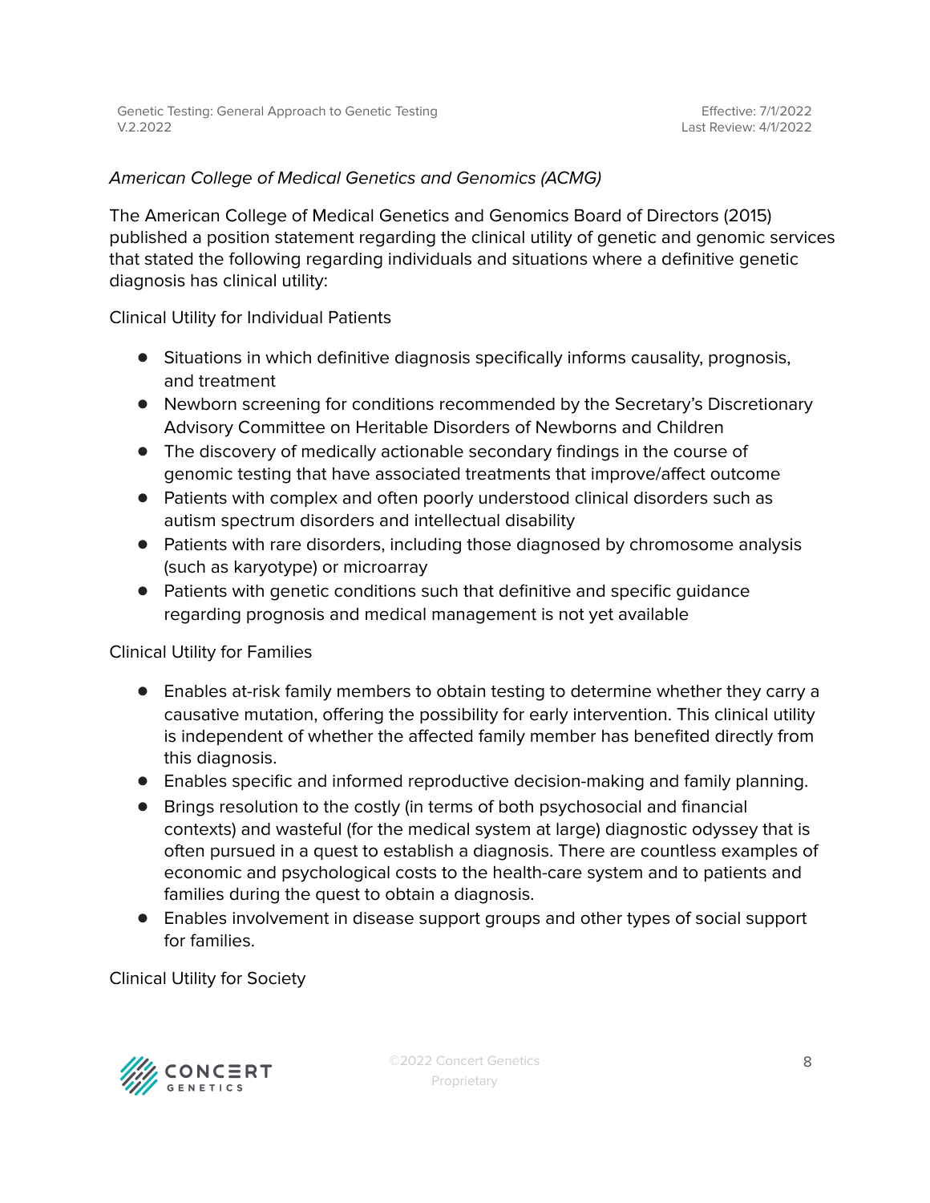*American College of Medical Genetics and Genomics (ACMG)*

The American College of Medical Genetics and Genomics Board of Directors (2015) published a position statement regarding the clinical utility of genetic and genomic services that stated the following regarding individuals and situations where a definitive genetic diagnosis has clinical utility:

Clinical Utility for Individual Patients

- Situations in which definitive diagnosis specifically informs causality, prognosis, and treatment
- Newborn screening for conditions recommended by the Secretary's Discretionary Advisory Committee on Heritable Disorders of Newborns and Children
- The discovery of medically actionable secondary findings in the course of genomic testing that have associated treatments that improve/affect outcome
- Patients with complex and often poorly understood clinical disorders such as autism spectrum disorders and intellectual disability
- Patients with rare disorders, including those diagnosed by chromosome analysis (such as karyotype) or microarray
- Patients with genetic conditions such that definitive and specific guidance regarding prognosis and medical management is not yet available

Clinical Utility for Families

- Enables at-risk family members to obtain testing to determine whether they carry a causative mutation, offering the possibility for early intervention. This clinical utility is independent of whether the affected family member has benefited directly from this diagnosis.
- Enables specific and informed reproductive decision-making and family planning.
- Brings resolution to the costly (in terms of both psychosocial and financial contexts) and wasteful (for the medical system at large) diagnostic odyssey that is often pursued in a quest to establish a diagnosis. There are countless examples of economic and psychological costs to the health-care system and to patients and families during the quest to obtain a diagnosis.
- Enables involvement in disease support groups and other types of social support for families.

Clinical Utility for Society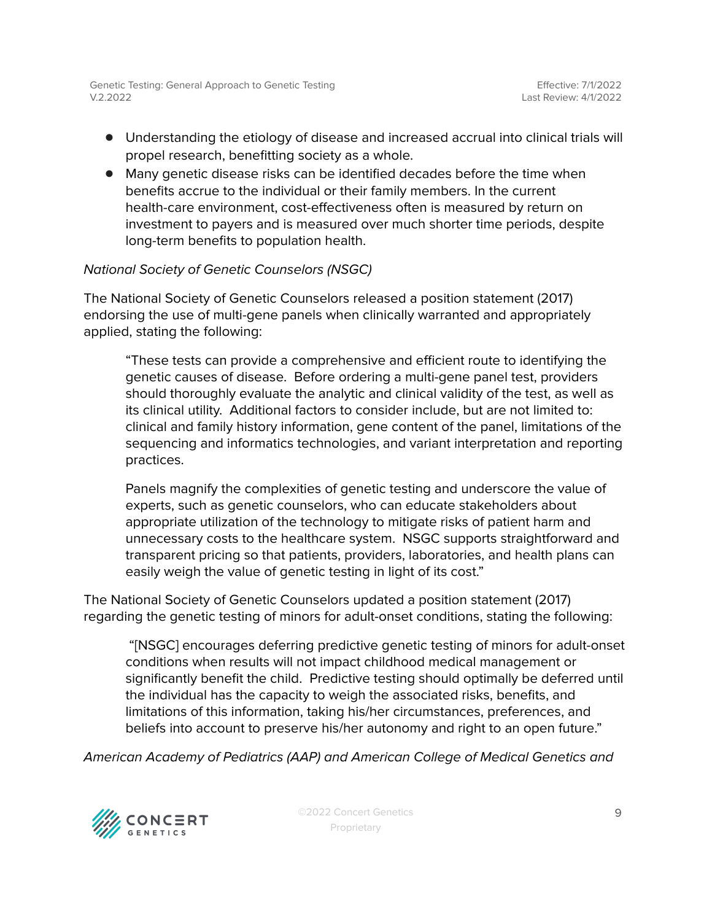- Understanding the etiology of disease and increased accrual into clinical trials will propel research, benefitting society as a whole.
- Many genetic disease risks can be identified decades before the time when benefits accrue to the individual or their family members. In the current health-care environment, cost-effectiveness often is measured by return on investment to payers and is measured over much shorter time periods, despite long-term benefits to population health.

*National Society of Genetic Counselors (NSGC)*

The National Society of Genetic Counselors released a position statement (2017) endorsing the use of multi-gene panels when clinically warranted and appropriately applied, stating the following:

> "These tests can provide a comprehensive and efficient route to identifying the genetic causes of disease. Before ordering a multi-gene panel test, providers should thoroughly evaluate the analytic and clinical validity of the test, as well as its clinical utility. Additional factors to consider include, but are not limited to: clinical and family history information, gene content of the panel, limitations of the sequencing and informatics technologies, and variant interpretation and reporting practices.
>
> Panels magnify the complexities of genetic testing and underscore the value of experts, such as genetic counselors, who can educate stakeholders about appropriate utilization of the technology to mitigate risks of patient harm and unnecessary costs to the healthcare system. NSGC supports straightforward and transparent pricing so that patients, providers, laboratories, and health plans can easily weigh the value of genetic testing in light of its cost."

The National Society of Genetic Counselors updated a position statement (2017) regarding the genetic testing of minors for adult-onset conditions, stating the following:

> "[NSGC] encourages deferring predictive genetic testing of minors for adult-onset conditions when results will not impact childhood medical management or significantly benefit the child. Predictive testing should optimally be deferred until the individual has the capacity to weigh the associated risks, benefits, and limitations of this information, taking his/her circumstances, preferences, and beliefs into account to preserve his/her autonomy and right to an open future."

*American Academy of Pediatrics (AAP) and American College of Medical Genetics and*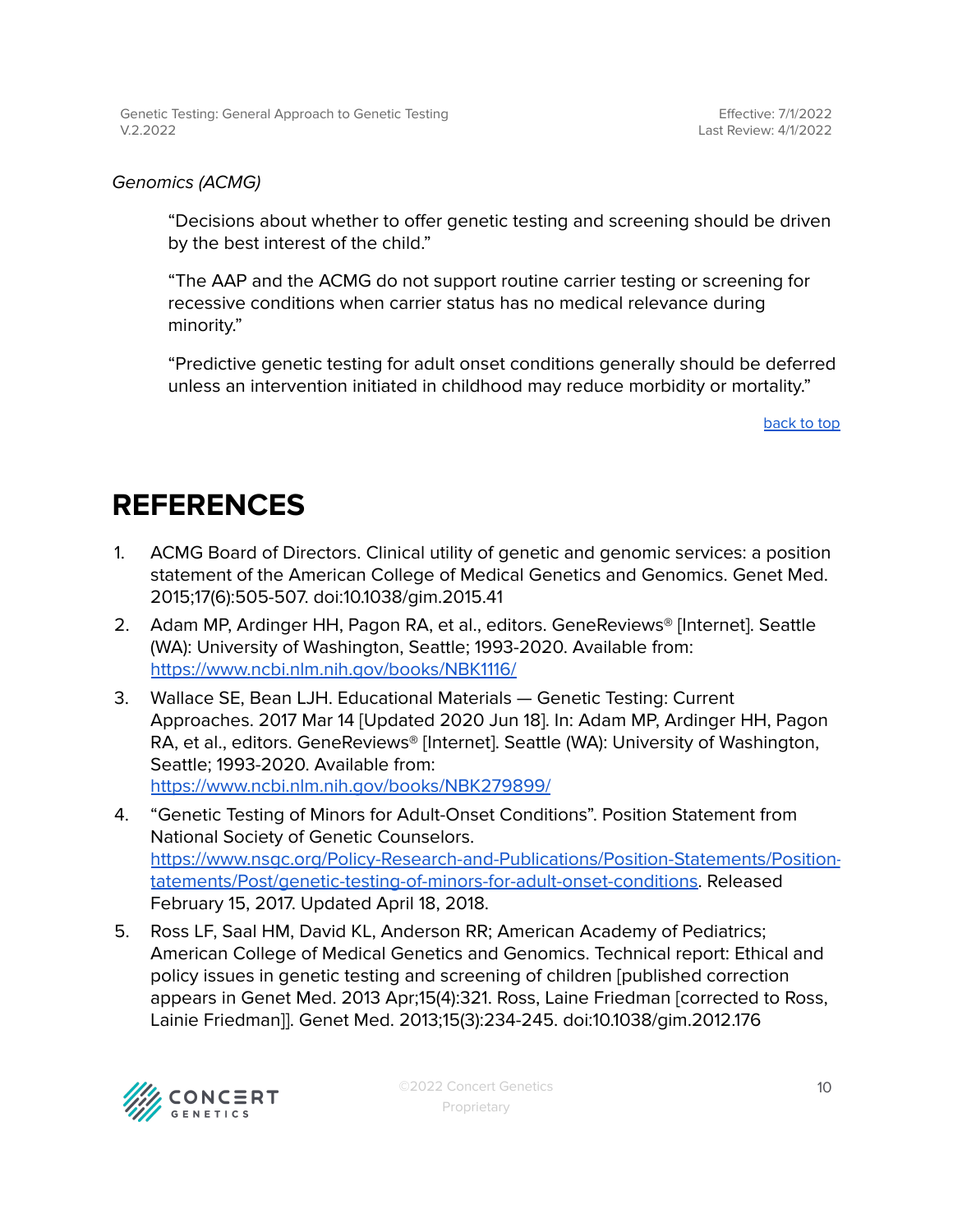*Genomics (ACMG)*

> "Decisions about whether to offer genetic testing and screening should be driven by the best interest of the child."
>
> "The AAP and the ACMG do not support routine carrier testing or screening for recessive conditions when carrier status has no medical relevance during minority."
>
> "Predictive genetic testing for adult onset conditions generally should be deferred unless an intervention initiated in childhood may reduce morbidity or mortality."

back to top

# REFERENCES

1. ACMG Board of Directors. Clinical utility of genetic and genomic services: a position statement of the American College of Medical Genetics and Genomics. Genet Med. 2015;17(6):505-507. doi:10.1038/gim.2015.41
2. Adam MP, Ardinger HH, Pagon RA, et al., editors. GeneReviews® [Internet]. Seattle (WA): University of Washington, Seattle; 1993-2020. Available from: https://www.ncbi.nlm.nih.gov/books/NBK1116/
3. Wallace SE, Bean LJH. Educational Materials — Genetic Testing: Current Approaches. 2017 Mar 14 [Updated 2020 Jun 18]. In: Adam MP, Ardinger HH, Pagon RA, et al., editors. GeneReviews® [Internet]. Seattle (WA): University of Washington, Seattle; 1993-2020. Available from: https://www.ncbi.nlm.nih.gov/books/NBK279899/
4. "Genetic Testing of Minors for Adult-Onset Conditions". Position Statement from National Society of Genetic Counselors. https://www.nsgc.org/Policy-Research-and-Publications/Position-Statements/Position-tatements/Post/genetic-testing-of-minors-for-adult-onset-conditions. Released February 15, 2017. Updated April 18, 2018.
5. Ross LF, Saal HM, David KL, Anderson RR; American Academy of Pediatrics; American College of Medical Genetics and Genomics. Technical report: Ethical and policy issues in genetic testing and screening of children [published correction appears in Genet Med. 2013 Apr;15(4):321. Ross, Laine Friedman [corrected to Ross, Lainie Friedman]]. Genet Med. 2013;15(3):234-245. doi:10.1038/gim.2012.176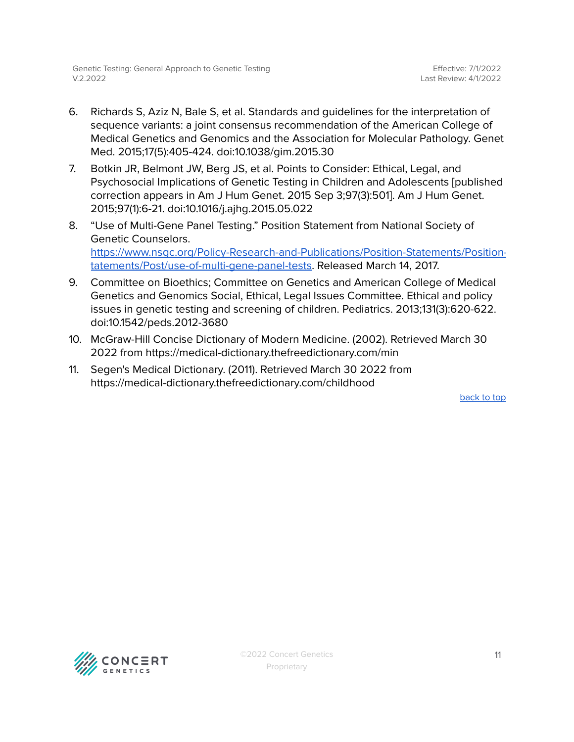6. Richards S, Aziz N, Bale S, et al. Standards and guidelines for the interpretation of sequence variants: a joint consensus recommendation of the American College of Medical Genetics and Genomics and the Association for Molecular Pathology. Genet Med. 2015;17(5):405-424. doi:10.1038/gim.2015.30
7. Botkin JR, Belmont JW, Berg JS, et al. Points to Consider: Ethical, Legal, and Psychosocial Implications of Genetic Testing in Children and Adolescents [published correction appears in Am J Hum Genet. 2015 Sep 3;97(3):501]. Am J Hum Genet. 2015;97(1):6-21. doi:10.1016/j.ajhg.2015.05.022
8. "Use of Multi-Gene Panel Testing." Position Statement from National Society of Genetic Counselors. [https://www.nsgc.org/Policy-Research-and-Publications/Position-Statements/Position-tatements/Post/use-of-multi-gene-panel-tests](https://www.nsgc.org/Policy-Research-and-Publications/Position-Statements/Position-tatements/Post/use-of-multi-gene-panel-tests). Released March 14, 2017.
9. Committee on Bioethics; Committee on Genetics and American College of Medical Genetics and Genomics Social, Ethical, Legal Issues Committee. Ethical and policy issues in genetic testing and screening of children. Pediatrics. 2013;131(3):620-622. doi:10.1542/peds.2012-3680
10. McGraw-Hill Concise Dictionary of Modern Medicine. (2002). Retrieved March 30 2022 from https://medical-dictionary.thefreedictionary.com/min
11. Segen's Medical Dictionary. (2011). Retrieved March 30 2022 from https://medical-dictionary.thefreedictionary.com/childhood

back to top